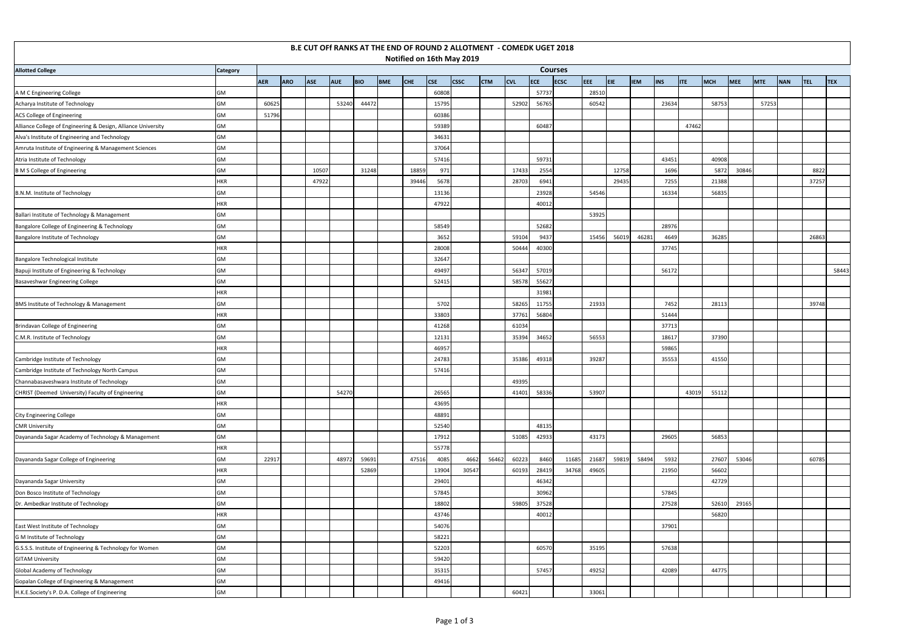# B.E CUT OFf RANKS AT THE END OF ROUND 2 ALLOTMENT - COMEDK UGET 2018

## Notified on 16th May 2019

| Allotted College | Category | Courses | | | | | | | | | | | | | | | | | | | | | | | |
|---|---|---|---|---|---|---|---|---|---|---|---|---|---|---|---|---|---|---|---|---|---|---|---|---|---|
| | | AER | ARO | ASE | AUE | BIO | BME | CHE | CSE | CSSC | CTM | CVL | ECE | ECSC | EEE | EIE | IEM | INS | ITE | MCH | MEE | MTE | NAN | TEL | TEX |
| A M C Engineering College | GM | | | | | | | | 60808 | | | | 57737 | | 28510 | | | | | | | | | | |
| Acharya Institute of Technology | GM | 60625 | | | 53240 | 44472 | | | 15795 | | | 52902 | 56765 | | 60542 | | | 23634 | | 58753 | | 57253 | | | |
| ACS College of Engineering | GM | 51796 | | | | | | | 60386 | | | | | | | | | | | | | | | | |
| Alliance College of Engineering & Design, Alliance University | GM | | | | | | | | 59389 | | | | 60487 | | | | | | 47462 | | | | | | |
| Alva's Institute of Engineering and Technology | GM | | | | | | | | 34631 | | | | | | | | | | | | | | | | |
| Amruta Institute of Engineering & Management Sciences | GM | | | | | | | | 37064 | | | | | | | | | | | | | | | | |
| Atria Institute of Technology | GM | | | | | | | | 57416 | | | | 59731 | | | | | 43451 | | 40908 | | | | | |
| B M S College of Engineering | GM | | | 10507 | | 31248 | | 18859 | 971 | | | 17433 | 2554 | | | 12758 | | 1696 | | 5872 | 30846 | | | 8822 | |
| | HKR | | | 47922 | | | | 39446 | 5678 | | | 28703 | 6941 | | | 29435 | | 7255 | | 21388 | | | | 37257 | |
| B.N.M. Institute of Technology | GM | | | | | | | | 13136 | | | | 23928 | | 54546 | | | 16334 | | 56835 | | | | | |
| | HKR | | | | | | | | 47922 | | | | 40012 | | | | | | | | | | | | |
| Ballari Institute of Technology & Management | GM | | | | | | | | | | | | | | 53925 | | | | | | | | | | |
| Bangalore College of Engineering & Technology | GM | | | | | | | | 58549 | | | | 52682 | | | | | 28976 | | | | | | | |
| Bangalore Institute of Technology | GM | | | | | | | | 3652 | | | 59104 | 9437 | | 15456 | 56019 | 46281 | 4649 | | 36285 | | | | 26863 | |
| | HKR | | | | | | | | 28008 | | | 50444 | 40300 | | | | | 37745 | | | | | | | |
| Bangalore Technological Institute | GM | | | | | | | | 32647 | | | | | | | | | | | | | | | | |
| Bapuji Institute of Engineering & Technology | GM | | | | | | | | 49497 | | | 56347 | 57019 | | | | | 56172 | | | | | | | 58443 |
| Basaveshwar Engineering College | GM | | | | | | | | 52415 | | | 58578 | 55627 | | | | | | | | | | | | |
| | HKR | | | | | | | | | | | | 31981 | | | | | | | | | | | | |
| BMS Institute of Technology & Management | GM | | | | | | | | 5702 | | | 58265 | 11755 | | 21933 | | | 7452 | | 28113 | | | | 39748 | |
| | HKR | | | | | | | | 33803 | | | 37761 | 56804 | | | | | 51444 | | | | | | | |
| Brindavan College of Engineering | GM | | | | | | | | 41268 | | | 61034 | | | | | | 37713 | | | | | | | |
| C.M.R. Institute of Technology | GM | | | | | | | | 12131 | | | 35394 | 34652 | | 56553 | | | 18617 | | 37390 | | | | | |
| | HKR | | | | | | | | 46957 | | | | | | | | | 59865 | | | | | | | |
| Cambridge Institute of Technology | GM | | | | | | | | 24783 | | | 35386 | 49318 | | 39287 | | | 35553 | | 41550 | | | | | |
| Cambridge Institute of Technology North Campus | GM | | | | | | | | 57416 | | | | | | | | | | | | | | | | |
| Channabasaveshwara Institute of Technology | GM | | | | | | | | | | | 49395 | | | | | | | | | | | | | |
| CHRIST (Deemed University) Faculty of Engineering | GM | | | | 54270 | | | | 26565 | | | 41401 | 58336 | | 53907 | | | | 43019 | 55112 | | | | | |
| | HKR | | | | | | | | 43695 | | | | | | | | | | | | | | | | |
| City Engineering College | GM | | | | | | | | 48891 | | | | | | | | | | | | | | | | |
| CMR University | GM | | | | | | | | 52540 | | | | 48135 | | | | | | | | | | | | |
| Dayananda Sagar Academy of Technology & Management | GM | | | | | | | | 17912 | | | 51085 | 42933 | | 43173 | | | 29605 | | 56853 | | | | | |
| | HKR | | | | | | | | 55778 | | | | | | | | | | | | | | | | |
| Dayananda Sagar College of Engineering | GM | 22917 | | | 48972 | 59691 | | 47516 | 4085 | 4662 | 56462 | 60223 | 8460 | 11685 | 21687 | 59819 | 58494 | 5932 | | 27607 | 53046 | | | 60785 | |
| | HKR | | | | | 52869 | | | 13904 | 30547 | | 60193 | 28419 | 34768 | 49605 | | | 21950 | | 56602 | | | | | |
| Dayananda Sagar University | GM | | | | | | | | 29401 | | | | 46342 | | | | | | | 42729 | | | | | |
| Don Bosco Institute of Technology | GM | | | | | | | | 57845 | | | | 30962 | | | | | 57845 | | | | | | | |
| Dr. Ambedkar Institute of Technology | GM | | | | | | | | 18802 | | | 59805 | 37528 | | | | | 27528 | | 52610 | 29165 | | | | |
| | HKR | | | | | | | | 43746 | | | | 40012 | | | | | | | 56820 | | | | | |
| East West Institute of Technology | GM | | | | | | | | 54076 | | | | | | | | | 37901 | | | | | | | |
| G M Institute of Technology | GM | | | | | | | | 58221 | | | | | | | | | | | | | | | | |
| G.S.S.S. Institute of Engineering & Technology for Women | GM | | | | | | | | 52203 | | | | 60570 | | 35195 | | | 57638 | | | | | | | |
| GITAM University | GM | | | | | | | | 59420 | | | | | | | | | | | | | | | | |
| Global Academy of Technology | GM | | | | | | | | 35315 | | | | 57457 | | 49252 | | | 42089 | | 44775 | | | | | |
| Gopalan College of Engineering & Management | GM | | | | | | | | 49416 | | | | | | | | | | | | | | | | |
| H.K.E.Society's P. D.A. College of Engineering | GM | | | | | | | | | | | 60421 | | | 33061 | | | | | | | | | | |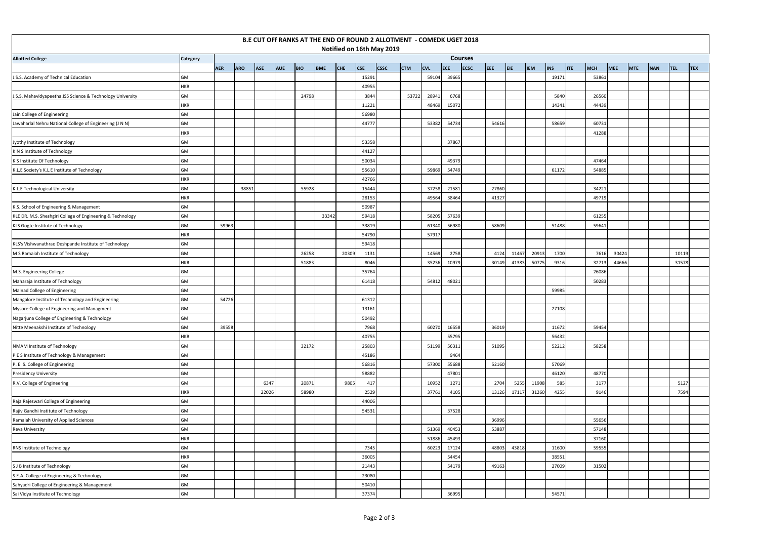# B.E CUT OFf RANKS AT THE END OF ROUND 2 ALLOTMENT - COMEDK UGET 2018

Notified on 16th May 2019

| Allotted College | Category | Courses | | | | | | | | | | | | | | | | | | | | | | | |
|---|---|---|---|---|---|---|---|---|---|---|---|---|---|---|---|---|---|---|---|---|---|---|---|---|---|
| | | AER | ARO | ASE | AUE | BIO | BME | CHE | CSE | CSSC | CTM | CVL | ECE | ECSC | EEE | EIE | IEM | INS | ITE | MCH | MEE | MTE | NAN | TEL | TEX |
| J.S.S. Academy of Technical Education | GM | | | | | | | | 15291 | | | 59104 | 39665 | | | | | 19171 | | 53861 | | | | | |
| | HKR | | | | | | | | 40955 | | | | | | | | | | | | | | | | |
| J.S.S. Mahavidyapeetha JSS Science & Technology University | GM | | | | | 24798 | | | 3844 | | 53722 | 28941 | 6768 | | | | | 5840 | | 26560 | | | | | |
| | HKR | | | | | | | | 11221 | | | 48469 | 15072 | | | | | 14341 | | 44439 | | | | | |
| Jain College of Engineering | GM | | | | | | | | 56980 | | | | | | | | | | | | | | | | |
| Jawaharlal Nehru National College of Engineering (J N N) | GM | | | | | | | | 44777 | | | 53382 | 54734 | | 54616 | | | 58659 | | 60731 | | | | | |
| | HKR | | | | | | | | | | | | | | | | | | | 41288 | | | | | |
| Jyothy Institute of Technology | GM | | | | | | | | 53358 | | | | 37867 | | | | | | | | | | | | |
| K N S Institute of Technology | GM | | | | | | | | 44127 | | | | | | | | | | | | | | | | |
| K S Institute Of Technology | GM | | | | | | | | 50034 | | | | 49379 | | | | | | | 47464 | | | | | |
| K.L.E Society's K.L.E Institute of Technology | GM | | | | | | | | 55610 | | | 59869 | 54749 | | | | | 61172 | | 54885 | | | | | |
| | HKR | | | | | | | | 42766 | | | | | | | | | | | | | | | | |
| K.L.E Technological University | GM | | 38851 | | | 55928 | | | 15444 | | | 37258 | 21581 | | 27860 | | | | | 34221 | | | | | |
| | HKR | | | | | | | | 28153 | | | 49564 | 38464 | | 41327 | | | | | 49719 | | | | | |
| K.S. School of Engineering & Management | GM | | | | | | | | 50987 | | | | | | | | | | | | | | | | |
| KLE DR. M.S. Sheshgiri College of Engineering & Technology | GM | | | | | | 33342 | | 59418 | | | 58205 | 57639 | | | | | | | 61255 | | | | | |
| KLS Gogte Institute of Technology | GM | 59963 | | | | | | | 33819 | | | 61340 | 56980 | | 58609 | | | 51488 | | 59641 | | | | | |
| | HKR | | | | | | | | 54790 | | | 57917 | | | | | | | | | | | | | |
| KLS's Vishwanathrao Deshpande Institute of Technology | GM | | | | | | | | 59418 | | | | | | | | | | | | | | | | |
| M S Ramaiah Institute of Technology | GM | | | | | 26258 | | 20309 | 1131 | | | 14569 | 2758 | | 4124 | 11467 | 20913 | 1700 | | 7616 | 30424 | | | 10119 | |
| | HKR | | | | | 51883 | | | 8046 | | | 35236 | 10979 | | 30149 | 41383 | 50775 | 9316 | | 32713 | 44666 | | | 31578 | |
| M.S. Engineering College | GM | | | | | | | | 35764 | | | | | | | | | | | 26086 | | | | | |
| Maharaja Institute of Technology | GM | | | | | | | | 61418 | | | 54812 | 48021 | | | | | | | 50283 | | | | | |
| Malnad College of Engineering | GM | | | | | | | | | | | | | | | | | 59985 | | | | | | | |
| Mangalore Institute of Technology and Engineering | GM | 54726 | | | | | | | 61312 | | | | | | | | | | | | | | | | |
| Mysore College of Engineering and Managment | GM | | | | | | | | 13161 | | | | | | | | | 27108 | | | | | | | |
| Nagarjuna College of Engineering & Technology | GM | | | | | | | | 50492 | | | | | | | | | | | | | | | | |
| Nitte Meenakshi Institute of Technology | GM | 39558 | | | | | | | 7968 | | | 60270 | 16558 | | 36019 | | | 11672 | | 59454 | | | | | |
| | HKR | | | | | | | | 40755 | | | | 55795 | | | | | 56432 | | | | | | | |
| NMAM Institute of Technology | GM | | | | | 32172 | | | 25803 | | | 51199 | 56311 | | 51095 | | | 52212 | | 58258 | | | | | |
| P E S Institute of Technology & Management | GM | | | | | | | | 45186 | | | | 9464 | | | | | | | | | | | | |
| P. E. S. College of Engineering | GM | | | | | | | | 56816 | | | 57300 | 55688 | | 52160 | | | 57069 | | | | | | | |
| Presidency University | GM | | | | | | | | 58882 | | | | 47801 | | | | | 46120 | | 48770 | | | | | |
| R.V. College of Engineering | GM | | | 6347 | | 20871 | | 9805 | 417 | | | 10952 | 1271 | | 2704 | 5255 | 11908 | 585 | | 3177 | | | | 5127 | |
| | HKR | | | 22026 | | 58980 | | | 2529 | | | 37761 | 4105 | | 13126 | 17117 | 31260 | 4255 | | 9146 | | | | 7594 | |
| Raja Rajeswari College of Engineering | GM | | | | | | | | 44006 | | | | | | | | | | | | | | | | |
| Rajiv Gandhi Institute of Technology | GM | | | | | | | | 54531 | | | | 37528 | | | | | | | | | | | | |
| Ramaiah University of Applied Sciences | GM | | | | | | | | | | | | | | 36996 | | | | | 55656 | | | | | |
| Reva University | GM | | | | | | | | | | | 51369 | 40453 | | 53887 | | | | | 57148 | | | | | |
| | HKR | | | | | | | | | | | 51886 | 45493 | | | | | | | 37160 | | | | | |
| RNS Institute of Technology | GM | | | | | | | | 7345 | | | 60223 | 17124 | | 48803 | 43818 | | 11600 | | 59555 | | | | | |
| | HKR | | | | | | | | 36005 | | | | 54454 | | | | | 38551 | | | | | | | |
| S J B Institute of Technology | GM | | | | | | | | 21443 | | | | 54179 | | 49163 | | | 27009 | | 31502 | | | | | |
| S.E.A. College of Engineering & Technology | GM | | | | | | | | 23080 | | | | | | | | | | | | | | | | |
| Sahyadri College of Engineering & Management | GM | | | | | | | | 50410 | | | | | | | | | | | | | | | | |
| Sai Vidya Institute of Technology | GM | | | | | | | | 37374 | | | | 36995 | | | | | 54571 | | | | | | | |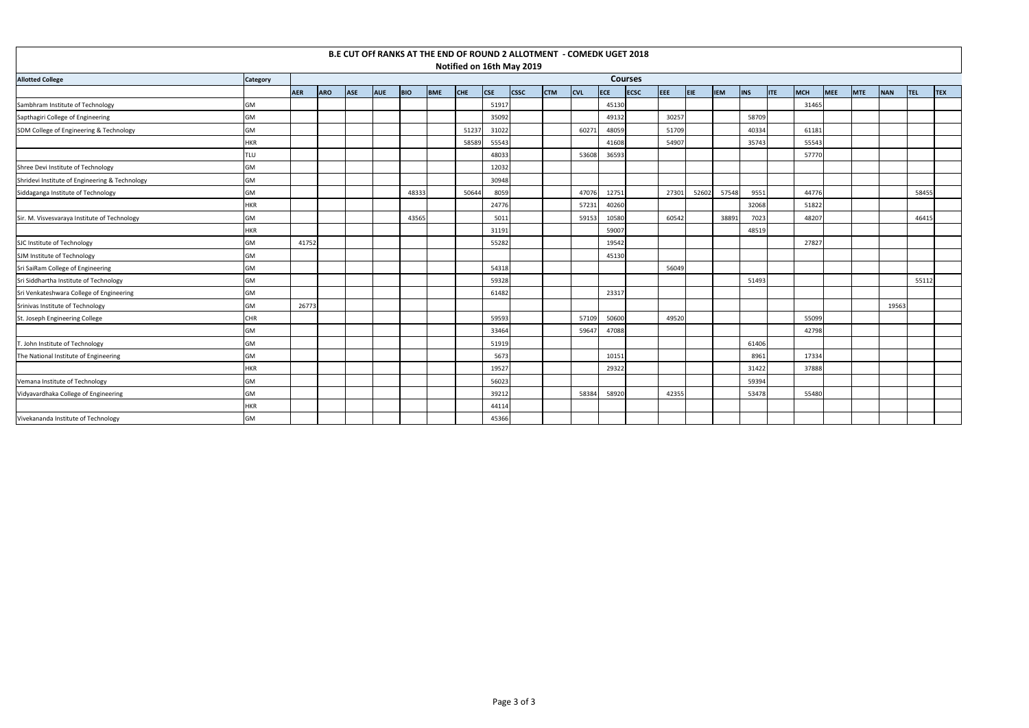# B.E CUT OFf RANKS AT THE END OF ROUND 2 ALLOTMENT - COMEDK UGET 2018

## Notified on 16th May 2019

| Allotted College | Category | Courses | | | | | | | | | | | | | | | | | | | | | | | |
|---|---|---|---|---|---|---|---|---|---|---|---|---|---|---|---|---|---|---|---|---|---|---|---|---|---|
| | | AER | ARO | ASE | AUE | BIO | BME | CHE | CSE | CSSC | CTM | CVL | ECE | ECSC | EEE | EIE | IEM | INS | ITE | MCH | MEE | MTE | NAN | TEL | TEX |
| Sambhram Institute of Technology | GM | | | | | | | | 51917 | | | | 45130 | | | | | | | 31465 | | | | | |
| Sapthagiri College of Engineering | GM | | | | | | | | 35092 | | | | 49132 | | 30257 | | | 58709 | | | | | | | |
| SDM College of Engineering & Technology | GM | | | | | | | 51237 | 31022 | | | 60271 | 48059 | | 51709 | | | 40334 | | 61181 | | | | | |
| | HKR | | | | | | | 58589 | 55543 | | | | 41608 | | 54907 | | | 35743 | | 55543 | | | | | |
| | TLU | | | | | | | | 48033 | | | 53608 | 36593 | | | | | | | 57770 | | | | | |
| Shree Devi Institute of Technology | GM | | | | | | | | 12032 | | | | | | | | | | | | | | | | |
| Shridevi Institute of Engineering & Technology | GM | | | | | | | | 30948 | | | | | | | | | | | | | | | | |
| Siddaganga Institute of Technology | GM | | | | | 48333 | | 50644 | 8059 | | | 47076 | 12751 | | 27301 | 52602 | 57548 | 9551 | | 44776 | | | | 58455 | |
| | HKR | | | | | | | | 24776 | | | 57231 | 40260 | | | | | 32068 | | 51822 | | | | | |
| Sir. M. Visvesvaraya Institute of Technology | GM | | | | | 43565 | | | 5011 | | | 59153 | 10580 | | 60542 | | 38891 | 7023 | | 48207 | | | | 46415 | |
| | HKR | | | | | | | | 31191 | | | | 59007 | | | | | 48519 | | | | | | | |
| SJC Institute of Technology | GM | 41752 | | | | | | | 55282 | | | | 19542 | | | | | | | 27827 | | | | | |
| SJM Institute of Technology | GM | | | | | | | | | | | | 45130 | | | | | | | | | | | | |
| Sri SaiRam College of Engineering | GM | | | | | | | | 54318 | | | | | | 56049 | | | | | | | | | | |
| Sri Siddhartha Institute of Technology | GM | | | | | | | | 59328 | | | | | | | | | 51493 | | | | | | 55112 | |
| Sri Venkateshwara College of Engineering | GM | | | | | | | | 61482 | | | | 23317 | | | | | | | | | | | | |
| Srinivas Institute of Technology | GM | 26773 | | | | | | | | | | | | | | | | | | | | | 19563 | | |
| St. Joseph Engineering College | CHR | | | | | | | | 59593 | | | 57109 | 50600 | | 49520 | | | | | 55099 | | | | | |
| | GM | | | | | | | | 33464 | | | 59647 | 47088 | | | | | | | 42798 | | | | | |
| T. John Institute of Technology | GM | | | | | | | | 51919 | | | | | | | | | 61406 | | | | | | | |
| The National Institute of Engineering | GM | | | | | | | | 5673 | | | | 10151 | | | | | 8961 | | 17334 | | | | | |
| | HKR | | | | | | | | 19527 | | | | 29322 | | | | | 31422 | | 37888 | | | | | |
| Vemana Institute of Technology | GM | | | | | | | | 56023 | | | | | | | | | 59394 | | | | | | | |
| Vidyavardhaka College of Engineering | GM | | | | | | | | 39212 | | | 58384 | 58920 | | 42355 | | | 53478 | | 55480 | | | | | |
| | HKR | | | | | | | | 44114 | | | | | | | | | | | | | | | | |
| Vivekananda Institute of Technology | GM | | | | | | | | 45366 | | | | | | | | | | | | | | | | |